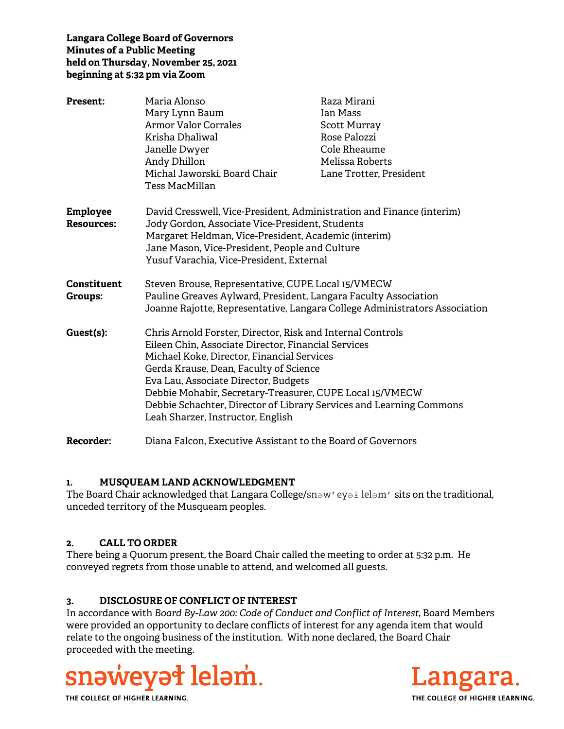**Langara College Board of Governors**
**Minutes of a Public Meeting**
**held on Thursday, November 25, 2021**
**beginning at 5:32 pm via Zoom**

| | | |
|---|---|---|
| **Present:** | Maria Alonso | Raza Mirani |
| | Mary Lynn Baum | Ian Mass |
| | Armor Valor Corrales | Scott Murray |
| | Krisha Dhaliwal | Rose Palozzi |
| | Janelle Dwyer | Cole Rheaume |
| | Andy Dhillon | Melissa Roberts |
| | Michal Jaworski, Board Chair | Lane Trotter, President |
| | Tess MacMillan | |

**Employee Resources:**
David Cresswell, Vice-President, Administration and Finance (interim)
Jody Gordon, Associate Vice-President, Students
Margaret Heldman, Vice-President, Academic (interim)
Jane Mason, Vice-President, People and Culture
Yusuf Varachia, Vice-President, External

**Constituent Groups:**
Steven Brouse, Representative, CUPE Local 15/VMECW
Pauline Greaves Aylward, President, Langara Faculty Association
Joanne Rajotte, Representative, Langara College Administrators Association

**Guest(s):**
Chris Arnold Forster, Director, Risk and Internal Controls
Eileen Chin, Associate Director, Financial Services
Michael Koke, Director, Financial Services
Gerda Krause, Dean, Faculty of Science
Eva Lau, Associate Director, Budgets
Debbie Mohabir, Secretary-Treasurer, CUPE Local 15/VMECW
Debbie Schachter, Director of Library Services and Learning Commons
Leah Sharzer, Instructor, English

**Recorder:** Diana Falcon, Executive Assistant to the Board of Governors

## 1. MUSQUEAM LAND ACKNOWLEDGMENT

The Board Chair acknowledged that Langara College/snəw̓ eyəɬ leləm̓ sits on the traditional, unceded territory of the Musqueam peoples.

## 2. CALL TO ORDER

There being a Quorum present, the Board Chair called the meeting to order at 5:32 p.m. He conveyed regrets from those unable to attend, and welcomed all guests.

## 3. DISCLOSURE OF CONFLICT OF INTEREST

In accordance with *Board By-Law 200: Code of Conduct and Conflict of Interest*, Board Members were provided an opportunity to declare conflicts of interest for any agenda item that would relate to the ongoing business of the institution. With none declared, the Board Chair proceeded with the meeting.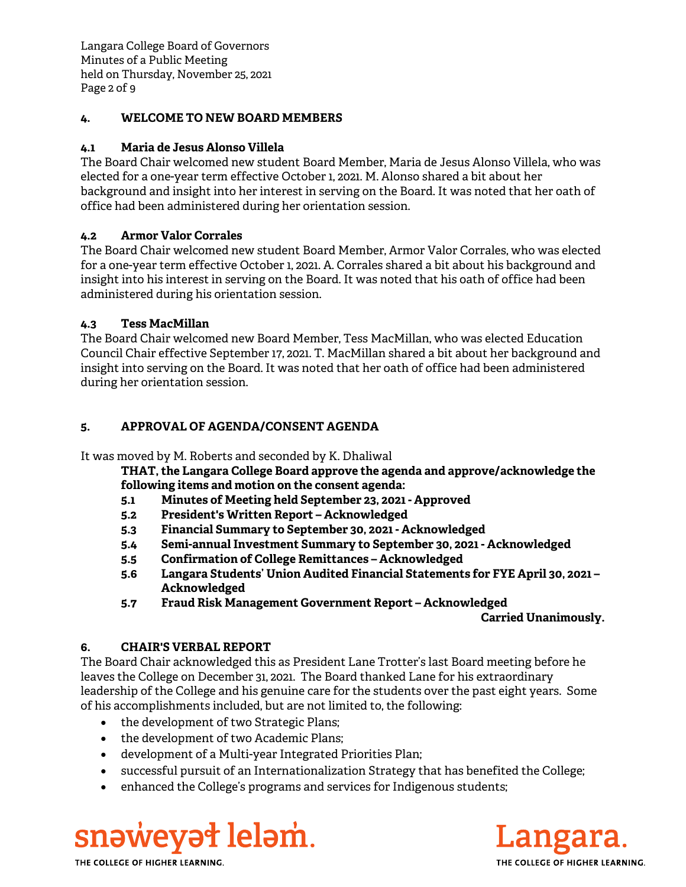## 4. WELCOME TO NEW BOARD MEMBERS

### 4.1 Maria de Jesus Alonso Villela

The Board Chair welcomed new student Board Member, Maria de Jesus Alonso Villela, who was elected for a one-year term effective October 1, 2021. M. Alonso shared a bit about her background and insight into her interest in serving on the Board. It was noted that her oath of office had been administered during her orientation session.

### 4.2 Armor Valor Corrales

The Board Chair welcomed new student Board Member, Armor Valor Corrales, who was elected for a one-year term effective October 1, 2021. A. Corrales shared a bit about his background and insight into his interest in serving on the Board. It was noted that his oath of office had been administered during his orientation session.

### 4.3 Tess MacMillan

The Board Chair welcomed new Board Member, Tess MacMillan, who was elected Education Council Chair effective September 17, 2021. T. MacMillan shared a bit about her background and insight into serving on the Board. It was noted that her oath of office had been administered during her orientation session.

## 5. APPROVAL OF AGENDA/CONSENT AGENDA

It was moved by M. Roberts and seconded by K. Dhaliwal

> **THAT, the Langara College Board approve the agenda and approve/acknowledge the following items and motion on the consent agenda:**
>
> **5.1 Minutes of Meeting held September 23, 2021 - Approved**
> **5.2 President's Written Report – Acknowledged**
> **5.3 Financial Summary to September 30, 2021 - Acknowledged**
> **5.4 Semi-annual Investment Summary to September 30, 2021 - Acknowledged**
> **5.5 Confirmation of College Remittances – Acknowledged**
> **5.6 Langara Students' Union Audited Financial Statements for FYE April 30, 2021 – Acknowledged**
> **5.7 Fraud Risk Management Government Report – Acknowledged**

**Carried Unanimously.**

## 6. CHAIR'S VERBAL REPORT

The Board Chair acknowledged this as President Lane Trotter's last Board meeting before he leaves the College on December 31, 2021. The Board thanked Lane for his extraordinary leadership of the College and his genuine care for the students over the past eight years. Some of his accomplishments included, but are not limited to, the following:

- the development of two Strategic Plans;
- the development of two Academic Plans;
- development of a Multi-year Integrated Priorities Plan;
- successful pursuit of an Internationalization Strategy that has benefited the College;
- enhanced the College's programs and services for Indigenous students;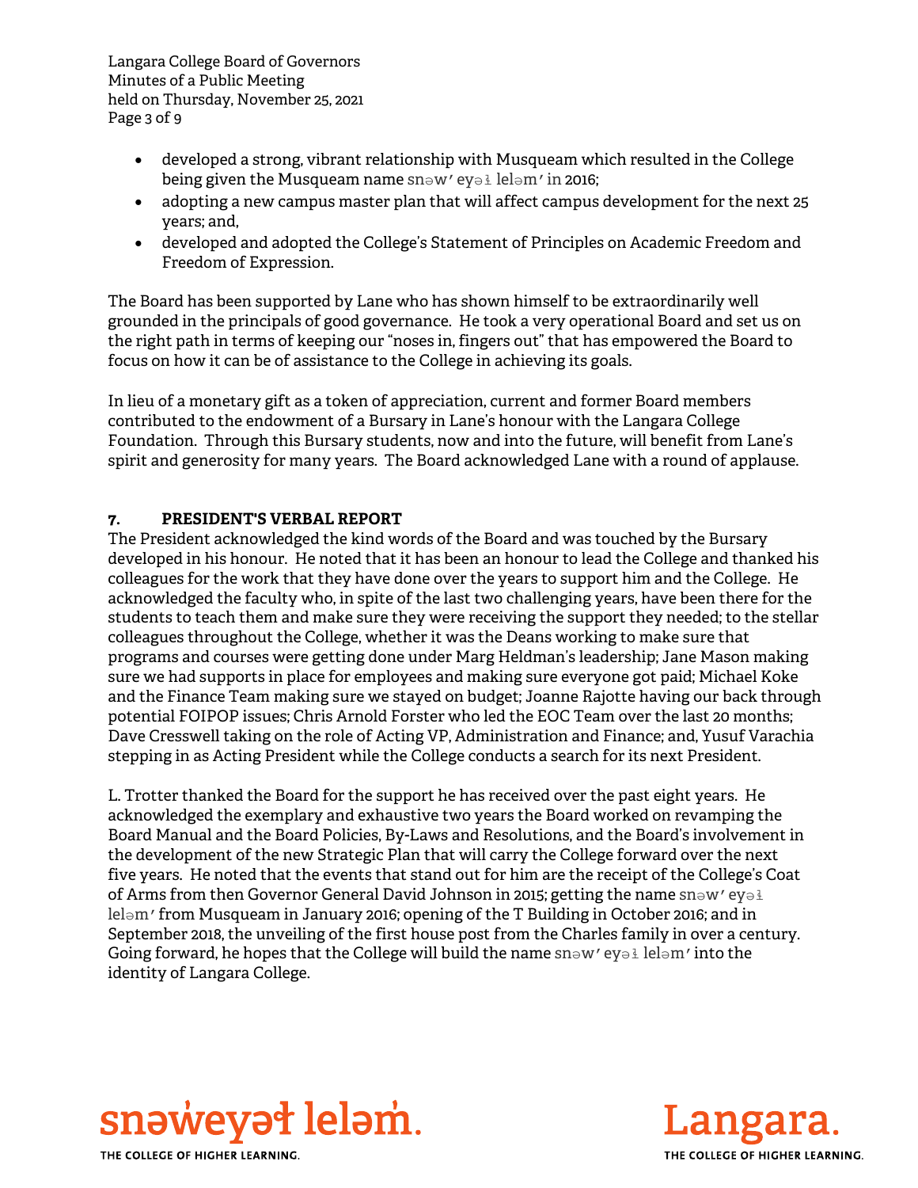- developed a strong, vibrant relationship with Musqueam which resulted in the College being given the Musqueam name snəw̓eyəɬ leləm̓ in 2016;
- adopting a new campus master plan that will affect campus development for the next 25 years; and,
- developed and adopted the College's Statement of Principles on Academic Freedom and Freedom of Expression.

The Board has been supported by Lane who has shown himself to be extraordinarily well grounded in the principals of good governance. He took a very operational Board and set us on the right path in terms of keeping our "noses in, fingers out" that has empowered the Board to focus on how it can be of assistance to the College in achieving its goals.

In lieu of a monetary gift as a token of appreciation, current and former Board members contributed to the endowment of a Bursary in Lane's honour with the Langara College Foundation. Through this Bursary students, now and into the future, will benefit from Lane's spirit and generosity for many years. The Board acknowledged Lane with a round of applause.

## 7. PRESIDENT'S VERBAL REPORT

The President acknowledged the kind words of the Board and was touched by the Bursary developed in his honour. He noted that it has been an honour to lead the College and thanked his colleagues for the work that they have done over the years to support him and the College. He acknowledged the faculty who, in spite of the last two challenging years, have been there for the students to teach them and make sure they were receiving the support they needed; to the stellar colleagues throughout the College, whether it was the Deans working to make sure that programs and courses were getting done under Marg Heldman's leadership; Jane Mason making sure we had supports in place for employees and making sure everyone got paid; Michael Koke and the Finance Team making sure we stayed on budget; Joanne Rajotte having our back through potential FOIPOP issues; Chris Arnold Forster who led the EOC Team over the last 20 months; Dave Cresswell taking on the role of Acting VP, Administration and Finance; and, Yusuf Varachia stepping in as Acting President while the College conducts a search for its next President.

L. Trotter thanked the Board for the support he has received over the past eight years. He acknowledged the exemplary and exhaustive two years the Board worked on revamping the Board Manual and the Board Policies, By-Laws and Resolutions, and the Board's involvement in the development of the new Strategic Plan that will carry the College forward over the next five years. He noted that the events that stand out for him are the receipt of the College's Coat of Arms from then Governor General David Johnson in 2015; getting the name snəw̓eyəɬ leləm̓ from Musqueam in January 2016; opening of the T Building in October 2016; and in September 2018, the unveiling of the first house post from the Charles family in over a century. Going forward, he hopes that the College will build the name snəw̓eyəɬ leləm̓ into the identity of Langara College.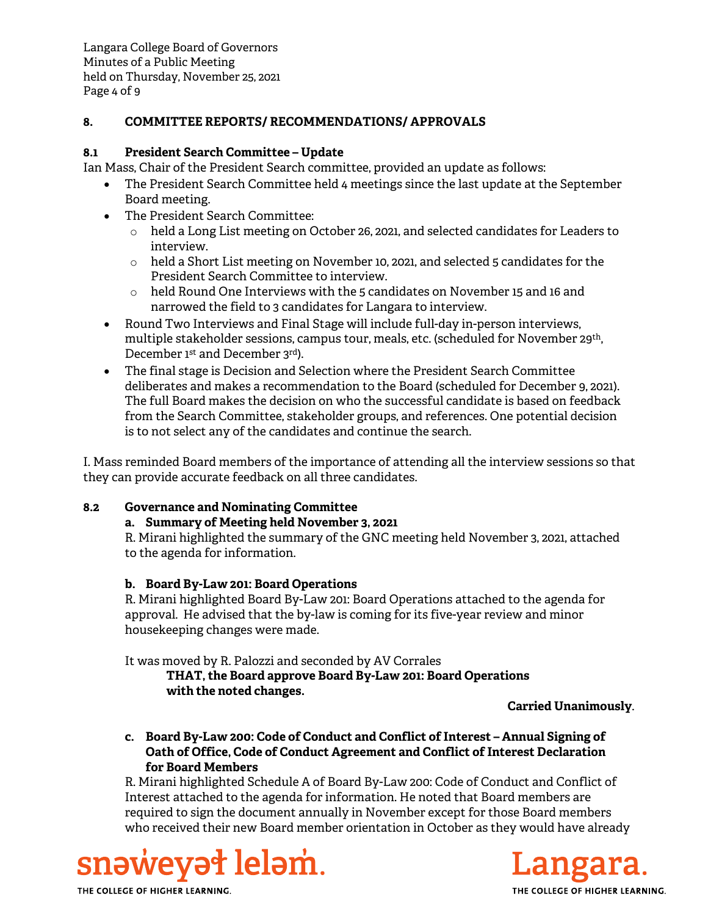## 8. COMMITTEE REPORTS/ RECOMMENDATIONS/ APPROVALS

### 8.1 President Search Committee – Update

Ian Mass, Chair of the President Search committee, provided an update as follows:

- The President Search Committee held 4 meetings since the last update at the September Board meeting.
- The President Search Committee:
  - held a Long List meeting on October 26, 2021, and selected candidates for Leaders to interview.
  - held a Short List meeting on November 10, 2021, and selected 5 candidates for the President Search Committee to interview.
  - held Round One Interviews with the 5 candidates on November 15 and 16 and narrowed the field to 3 candidates for Langara to interview.
- Round Two Interviews and Final Stage will include full-day in-person interviews, multiple stakeholder sessions, campus tour, meals, etc. (scheduled for November 29th, December 1st and December 3rd).
- The final stage is Decision and Selection where the President Search Committee deliberates and makes a recommendation to the Board (scheduled for December 9, 2021). The full Board makes the decision on who the successful candidate is based on feedback from the Search Committee, stakeholder groups, and references. One potential decision is to not select any of the candidates and continue the search.

I. Mass reminded Board members of the importance of attending all the interview sessions so that they can provide accurate feedback on all three candidates.

### 8.2 Governance and Nominating Committee

**a. Summary of Meeting held November 3, 2021**

R. Mirani highlighted the summary of the GNC meeting held November 3, 2021, attached to the agenda for information.

**b. Board By-Law 201: Board Operations**

R. Mirani highlighted Board By-Law 201: Board Operations attached to the agenda for approval. He advised that the by-law is coming for its five-year review and minor housekeeping changes were made.

It was moved by R. Palozzi and seconded by AV Corrales

> **THAT, the Board approve Board By-Law 201: Board Operations with the noted changes.**

**Carried Unanimously**.

**c. Board By-Law 200: Code of Conduct and Conflict of Interest – Annual Signing of Oath of Office, Code of Conduct Agreement and Conflict of Interest Declaration for Board Members**

R. Mirani highlighted Schedule A of Board By-Law 200: Code of Conduct and Conflict of Interest attached to the agenda for information. He noted that Board members are required to sign the document annually in November except for those Board members who received their new Board member orientation in October as they would have already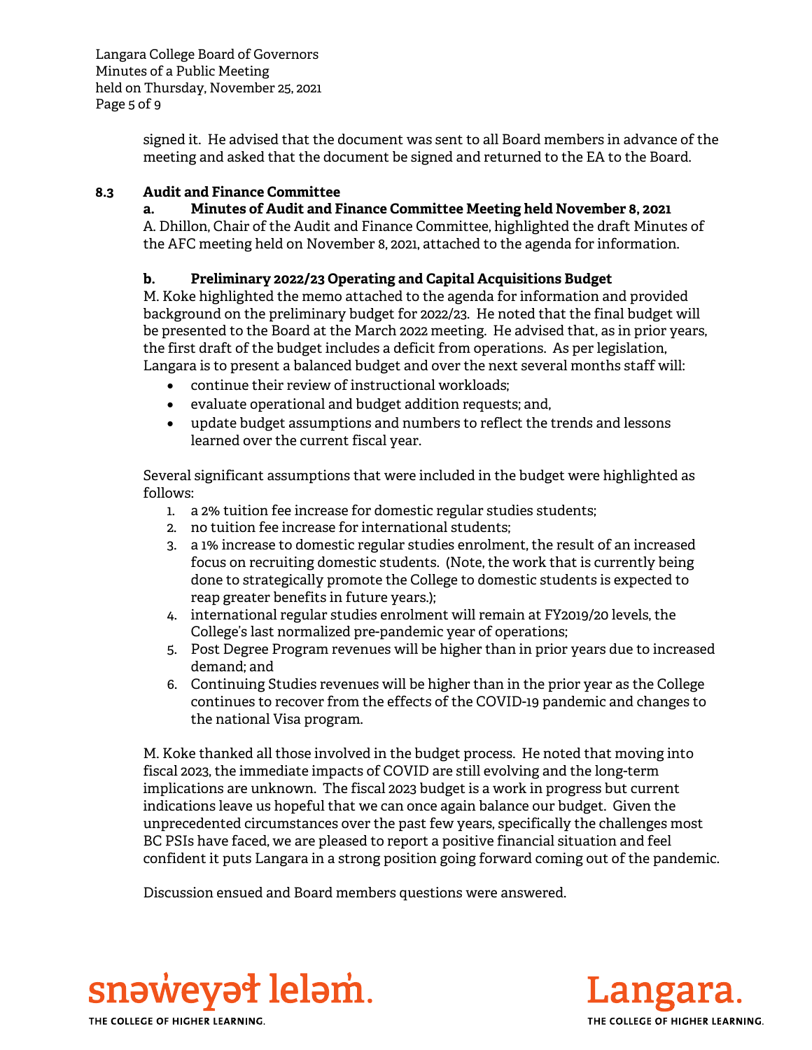signed it. He advised that the document was sent to all Board members in advance of the meeting and asked that the document be signed and returned to the EA to the Board.

### 8.3 Audit and Finance Committee

#### a. Minutes of Audit and Finance Committee Meeting held November 8, 2021

A. Dhillon, Chair of the Audit and Finance Committee, highlighted the draft Minutes of the AFC meeting held on November 8, 2021, attached to the agenda for information.

#### b. Preliminary 2022/23 Operating and Capital Acquisitions Budget

M. Koke highlighted the memo attached to the agenda for information and provided background on the preliminary budget for 2022/23. He noted that the final budget will be presented to the Board at the March 2022 meeting. He advised that, as in prior years, the first draft of the budget includes a deficit from operations. As per legislation, Langara is to present a balanced budget and over the next several months staff will:

- continue their review of instructional workloads;
- evaluate operational and budget addition requests; and,
- update budget assumptions and numbers to reflect the trends and lessons learned over the current fiscal year.

Several significant assumptions that were included in the budget were highlighted as follows:

1. a 2% tuition fee increase for domestic regular studies students;
2. no tuition fee increase for international students;
3. a 1% increase to domestic regular studies enrolment, the result of an increased focus on recruiting domestic students. (Note, the work that is currently being done to strategically promote the College to domestic students is expected to reap greater benefits in future years.);
4. international regular studies enrolment will remain at FY2019/20 levels, the College's last normalized pre-pandemic year of operations;
5. Post Degree Program revenues will be higher than in prior years due to increased demand; and
6. Continuing Studies revenues will be higher than in the prior year as the College continues to recover from the effects of the COVID-19 pandemic and changes to the national Visa program.

M. Koke thanked all those involved in the budget process. He noted that moving into fiscal 2023, the immediate impacts of COVID are still evolving and the long-term implications are unknown. The fiscal 2023 budget is a work in progress but current indications leave us hopeful that we can once again balance our budget. Given the unprecedented circumstances over the past few years, specifically the challenges most BC PSIs have faced, we are pleased to report a positive financial situation and feel confident it puts Langara in a strong position going forward coming out of the pandemic.

Discussion ensued and Board members questions were answered.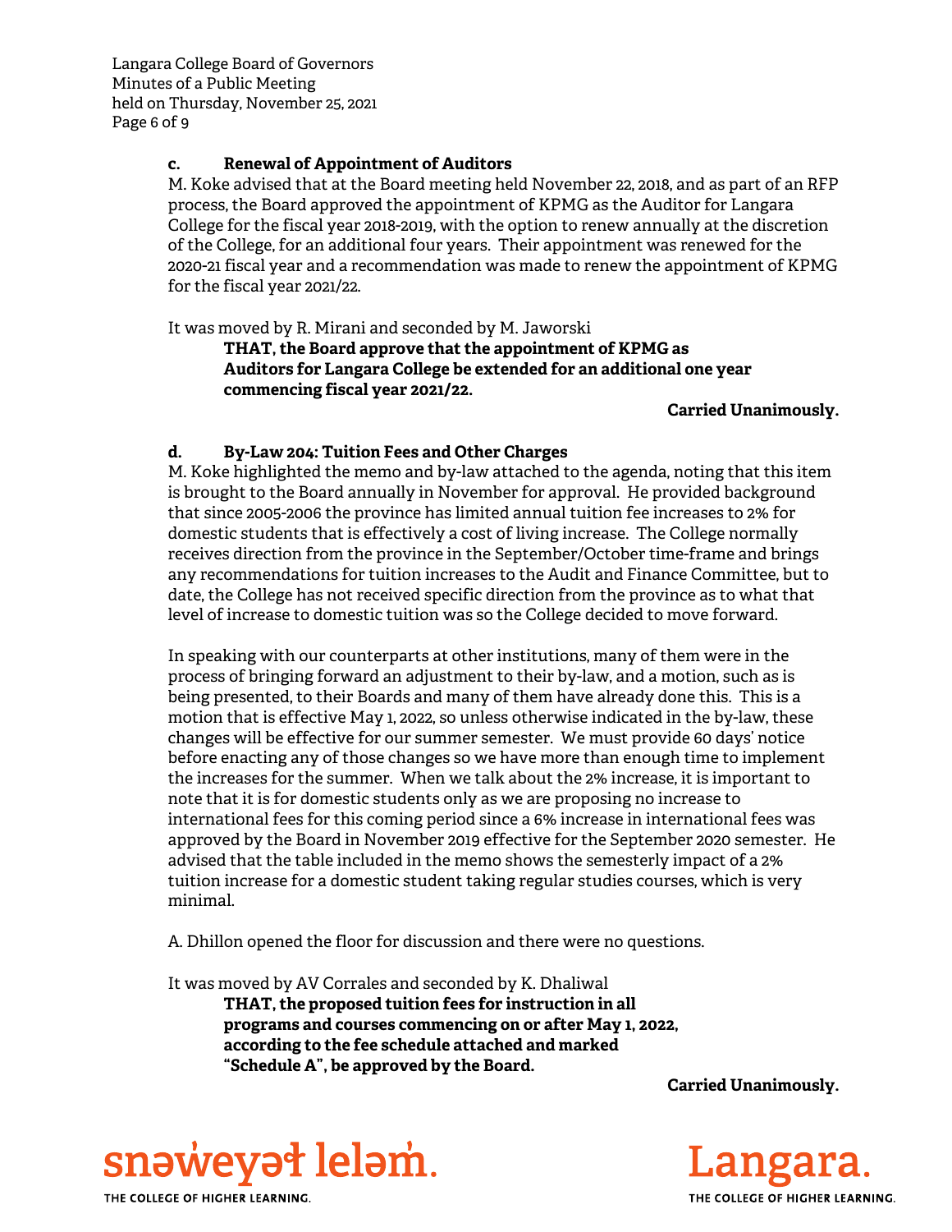### c. Renewal of Appointment of Auditors

M. Koke advised that at the Board meeting held November 22, 2018, and as part of an RFP process, the Board approved the appointment of KPMG as the Auditor for Langara College for the fiscal year 2018-2019, with the option to renew annually at the discretion of the College, for an additional four years. Their appointment was renewed for the 2020-21 fiscal year and a recommendation was made to renew the appointment of KPMG for the fiscal year 2021/22.

It was moved by R. Mirani and seconded by M. Jaworski

> **THAT, the Board approve that the appointment of KPMG as Auditors for Langara College be extended for an additional one year commencing fiscal year 2021/22.**

**Carried Unanimously.**

### d. By-Law 204: Tuition Fees and Other Charges

M. Koke highlighted the memo and by-law attached to the agenda, noting that this item is brought to the Board annually in November for approval. He provided background that since 2005-2006 the province has limited annual tuition fee increases to 2% for domestic students that is effectively a cost of living increase. The College normally receives direction from the province in the September/October time-frame and brings any recommendations for tuition increases to the Audit and Finance Committee, but to date, the College has not received specific direction from the province as to what that level of increase to domestic tuition was so the College decided to move forward.

In speaking with our counterparts at other institutions, many of them were in the process of bringing forward an adjustment to their by-law, and a motion, such as is being presented, to their Boards and many of them have already done this. This is a motion that is effective May 1, 2022, so unless otherwise indicated in the by-law, these changes will be effective for our summer semester. We must provide 60 days' notice before enacting any of those changes so we have more than enough time to implement the increases for the summer. When we talk about the 2% increase, it is important to note that it is for domestic students only as we are proposing no increase to international fees for this coming period since a 6% increase in international fees was approved by the Board in November 2019 effective for the September 2020 semester. He advised that the table included in the memo shows the semesterly impact of a 2% tuition increase for a domestic student taking regular studies courses, which is very minimal.

A. Dhillon opened the floor for discussion and there were no questions.

It was moved by AV Corrales and seconded by K. Dhaliwal

> **THAT, the proposed tuition fees for instruction in all programs and courses commencing on or after May 1, 2022, according to the fee schedule attached and marked "Schedule A", be approved by the Board.**

**Carried Unanimously.**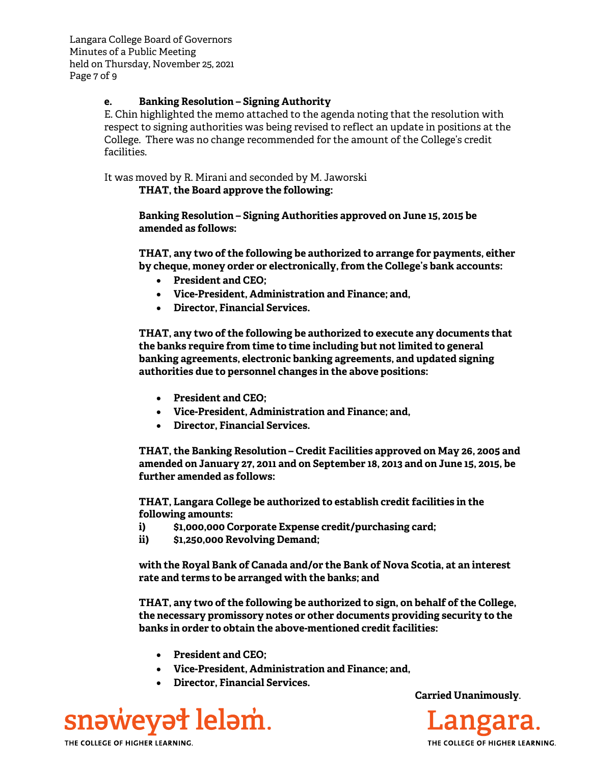**e. Banking Resolution – Signing Authority**

E. Chin highlighted the memo attached to the agenda noting that the resolution with respect to signing authorities was being revised to reflect an update in positions at the College. There was no change recommended for the amount of the College's credit facilities.

It was moved by R. Mirani and seconded by M. Jaworski

**THAT, the Board approve the following:**

**Banking Resolution – Signing Authorities approved on June 15, 2015 be amended as follows:**

**THAT, any two of the following be authorized to arrange for payments, either by cheque, money order or electronically, from the College's bank accounts:**

- **President and CEO;**
- **Vice-President, Administration and Finance; and,**
- **Director, Financial Services.**

**THAT, any two of the following be authorized to execute any documents that the banks require from time to time including but not limited to general banking agreements, electronic banking agreements, and updated signing authorities due to personnel changes in the above positions:**

- **President and CEO;**
- **Vice-President, Administration and Finance; and,**
- **Director, Financial Services.**

**THAT, the Banking Resolution – Credit Facilities approved on May 26, 2005 and amended on January 27, 2011 and on September 18, 2013 and on June 15, 2015, be further amended as follows:**

**THAT, Langara College be authorized to establish credit facilities in the following amounts:**

**i) $1,000,000 Corporate Expense credit/purchasing card;**
**ii) $1,250,000 Revolving Demand;**

**with the Royal Bank of Canada and/or the Bank of Nova Scotia, at an interest rate and terms to be arranged with the banks; and**

**THAT, any two of the following be authorized to sign, on behalf of the College, the necessary promissory notes or other documents providing security to the banks in order to obtain the above-mentioned credit facilities:**

- **President and CEO;**
- **Vice-President, Administration and Finance; and,**
- **Director, Financial Services.**

**Carried Unanimously.**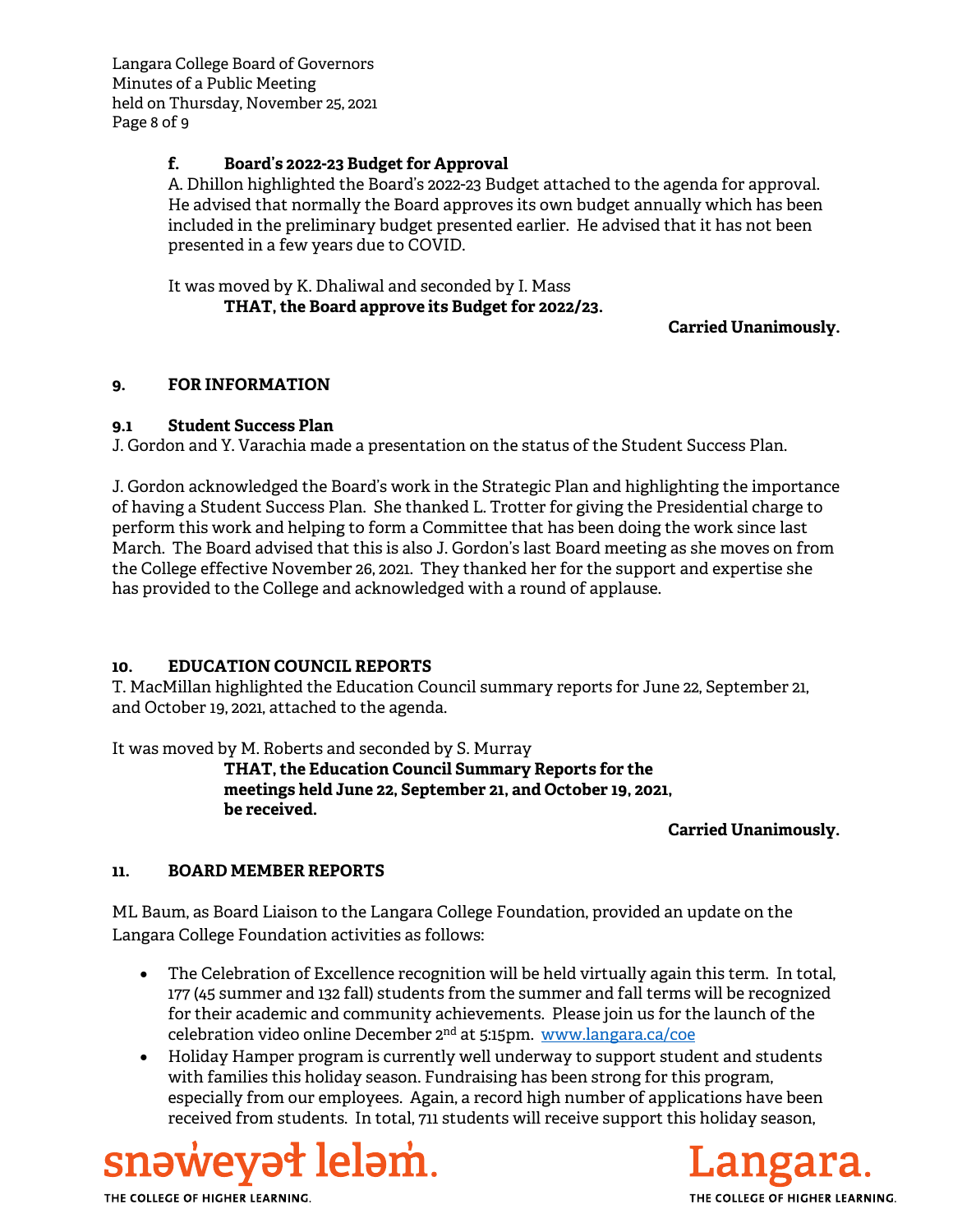### f. Board's 2022-23 Budget for Approval

A. Dhillon highlighted the Board's 2022-23 Budget attached to the agenda for approval. He advised that normally the Board approves its own budget annually which has been included in the preliminary budget presented earlier. He advised that it has not been presented in a few years due to COVID.

It was moved by K. Dhaliwal and seconded by I. Mass

**THAT, the Board approve its Budget for 2022/23.**

**Carried Unanimously.**

## 9. FOR INFORMATION

### 9.1 Student Success Plan

J. Gordon and Y. Varachia made a presentation on the status of the Student Success Plan.

J. Gordon acknowledged the Board's work in the Strategic Plan and highlighting the importance of having a Student Success Plan. She thanked L. Trotter for giving the Presidential charge to perform this work and helping to form a Committee that has been doing the work since last March. The Board advised that this is also J. Gordon's last Board meeting as she moves on from the College effective November 26, 2021. They thanked her for the support and expertise she has provided to the College and acknowledged with a round of applause.

## 10. EDUCATION COUNCIL REPORTS

T. MacMillan highlighted the Education Council summary reports for June 22, September 21, and October 19, 2021, attached to the agenda.

It was moved by M. Roberts and seconded by S. Murray

**THAT, the Education Council Summary Reports for the meetings held June 22, September 21, and October 19, 2021, be received.**

**Carried Unanimously.**

## 11. BOARD MEMBER REPORTS

ML Baum, as Board Liaison to the Langara College Foundation, provided an update on the Langara College Foundation activities as follows:

- The Celebration of Excellence recognition will be held virtually again this term. In total, 177 (45 summer and 132 fall) students from the summer and fall terms will be recognized for their academic and community achievements. Please join us for the launch of the celebration video online December 2nd at 5:15pm. [www.langara.ca/coe](http://www.langara.ca/coe)
- Holiday Hamper program is currently well underway to support student and students with families this holiday season. Fundraising has been strong for this program, especially from our employees. Again, a record high number of applications have been received from students. In total, 711 students will receive support this holiday season,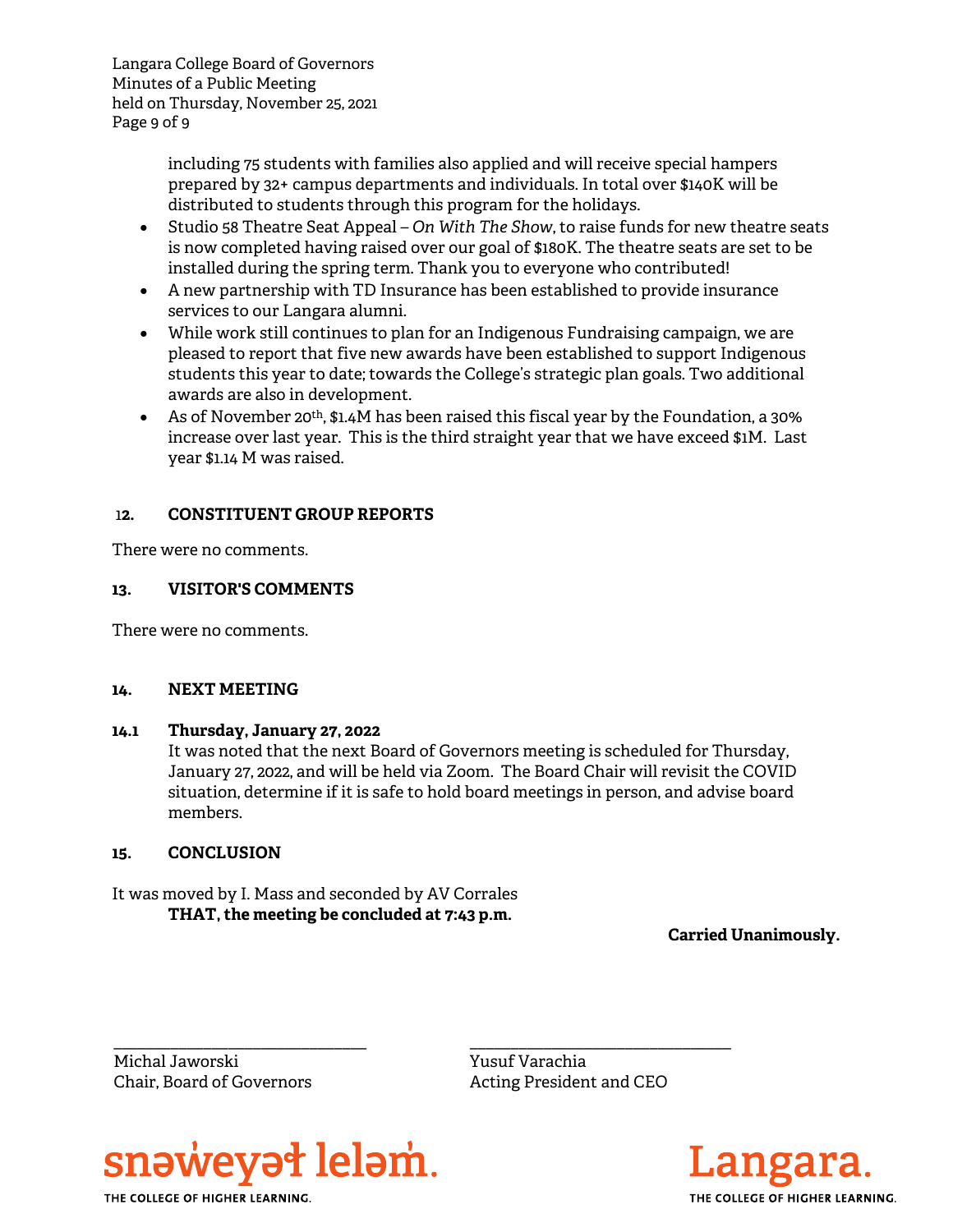including 75 students with families also applied and will receive special hampers prepared by 32+ campus departments and individuals. In total over $140K will be distributed to students through this program for the holidays.

- Studio 58 Theatre Seat Appeal – *On With The Show*, to raise funds for new theatre seats is now completed having raised over our goal of $180K. The theatre seats are set to be installed during the spring term. Thank you to everyone who contributed!
- A new partnership with TD Insurance has been established to provide insurance services to our Langara alumni.
- While work still continues to plan for an Indigenous Fundraising campaign, we are pleased to report that five new awards have been established to support Indigenous students this year to date; towards the College's strategic plan goals. Two additional awards are also in development.
- As of November 20th, $1.4M has been raised this fiscal year by the Foundation, a 30% increase over last year. This is the third straight year that we have exceed $1M. Last year $1.14 M was raised.

## 12. CONSTITUENT GROUP REPORTS

There were no comments.

## 13. VISITOR'S COMMENTS

There were no comments.

## 14. NEXT MEETING

### 14.1 Thursday, January 27, 2022

It was noted that the next Board of Governors meeting is scheduled for Thursday, January 27, 2022, and will be held via Zoom. The Board Chair will revisit the COVID situation, determine if it is safe to hold board meetings in person, and advise board members.

## 15. CONCLUSION

It was moved by I. Mass and seconded by AV Corrales

**THAT, the meeting be concluded at 7:43 p.m.**

**Carried Unanimously.**

\_\_\_\_\_\_\_\_\_\_\_\_\_\_\_\_\_\_\_\_\_\_\_\_\_\_\_\_
Michal Jaworski
Chair, Board of Governors

\_\_\_\_\_\_\_\_\_\_\_\_\_\_\_\_\_\_\_\_\_\_\_\_\_\_\_\_
Yusuf Varachia
Acting President and CEO

snəw̓eyəɬ leləm̓.
THE COLLEGE OF HIGHER LEARNING.

Langara.
THE COLLEGE OF HIGHER LEARNING.